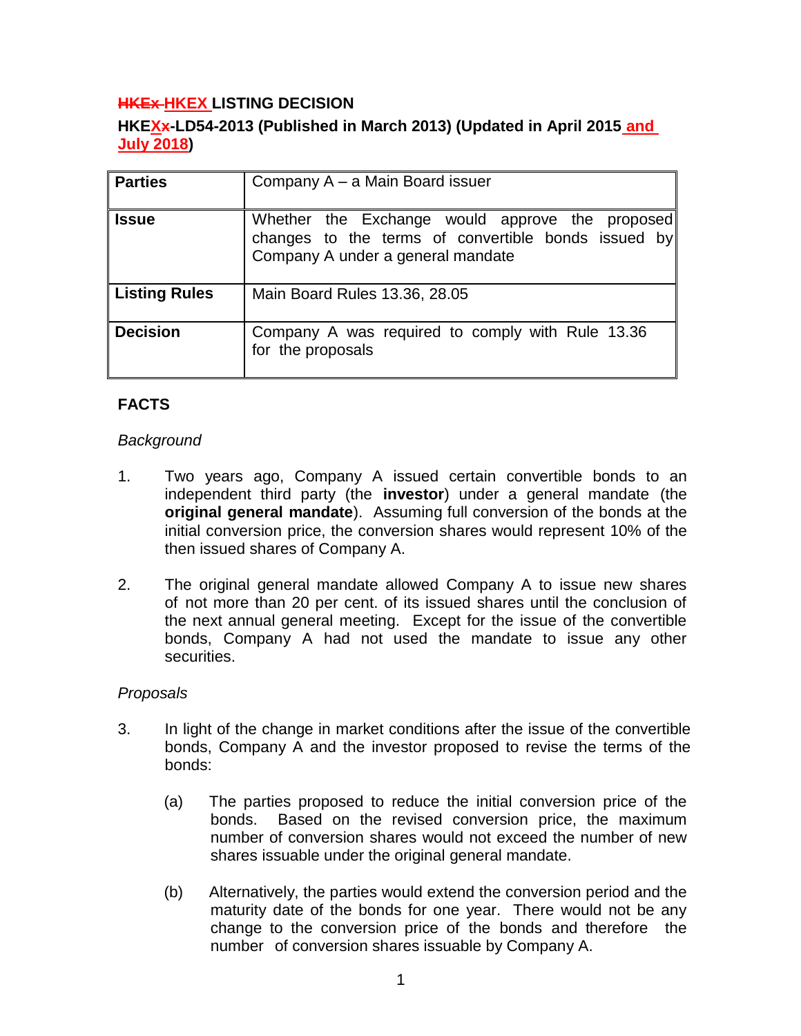# ~~HKEx~~ HKEX LISTING DECISION

## HKEXx-LD54-2013 (Published in March 2013) (Updated in April 2015 and July 2018)

| | |
|---|---|
| **Parties** | Company A – a Main Board issuer |
| **Issue** | Whether the Exchange would approve the proposed changes to the terms of convertible bonds issued by Company A under a general mandate |
| **Listing Rules** | Main Board Rules 13.36, 28.05 |
| **Decision** | Company A was required to comply with Rule 13.36 for the proposals |

## FACTS

*Background*

1. Two years ago, Company A issued certain convertible bonds to an independent third party (the **investor**) under a general mandate (the **original general mandate**). Assuming full conversion of the bonds at the initial conversion price, the conversion shares would represent 10% of the then issued shares of Company A.

2. The original general mandate allowed Company A to issue new shares of not more than 20 per cent. of its issued shares until the conclusion of the next annual general meeting. Except for the issue of the convertible bonds, Company A had not used the mandate to issue any other securities.

*Proposals*

3. In light of the change in market conditions after the issue of the convertible bonds, Company A and the investor proposed to revise the terms of the bonds:

   (a) The parties proposed to reduce the initial conversion price of the bonds. Based on the revised conversion price, the maximum number of conversion shares would not exceed the number of new shares issuable under the original general mandate.

   (b) Alternatively, the parties would extend the conversion period and the maturity date of the bonds for one year. There would not be any change to the conversion price of the bonds and therefore the number of conversion shares issuable by Company A.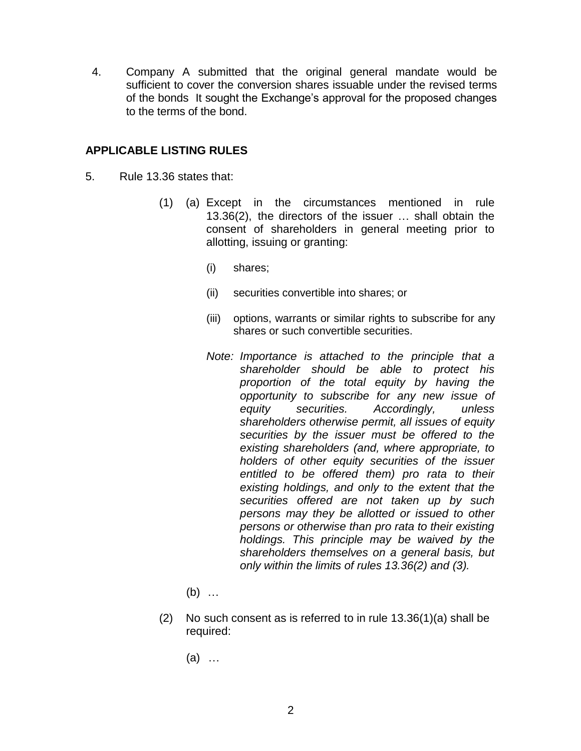4. Company A submitted that the original general mandate would be sufficient to cover the conversion shares issuable under the revised terms of the bonds It sought the Exchange's approval for the proposed changes to the terms of the bond.

## APPLICABLE LISTING RULES

5. Rule 13.36 states that:

   (1) (a) Except in the circumstances mentioned in rule 13.36(2), the directors of the issuer … shall obtain the consent of shareholders in general meeting prior to allotting, issuing or granting:

   (i) shares;

   (ii) securities convertible into shares; or

   (iii) options, warrants or similar rights to subscribe for any shares or such convertible securities.

   *Note: Importance is attached to the principle that a shareholder should be able to protect his proportion of the total equity by having the opportunity to subscribe for any new issue of equity securities. Accordingly, unless shareholders otherwise permit, all issues of equity securities by the issuer must be offered to the existing shareholders (and, where appropriate, to holders of other equity securities of the issuer entitled to be offered them) pro rata to their existing holdings, and only to the extent that the securities offered are not taken up by such persons may they be allotted or issued to other persons or otherwise than pro rata to their existing holdings. This principle may be waived by the shareholders themselves on a general basis, but only within the limits of rules 13.36(2) and (3).*

   (b) …

   (2) No such consent as is referred to in rule 13.36(1)(a) shall be required:

   (a) …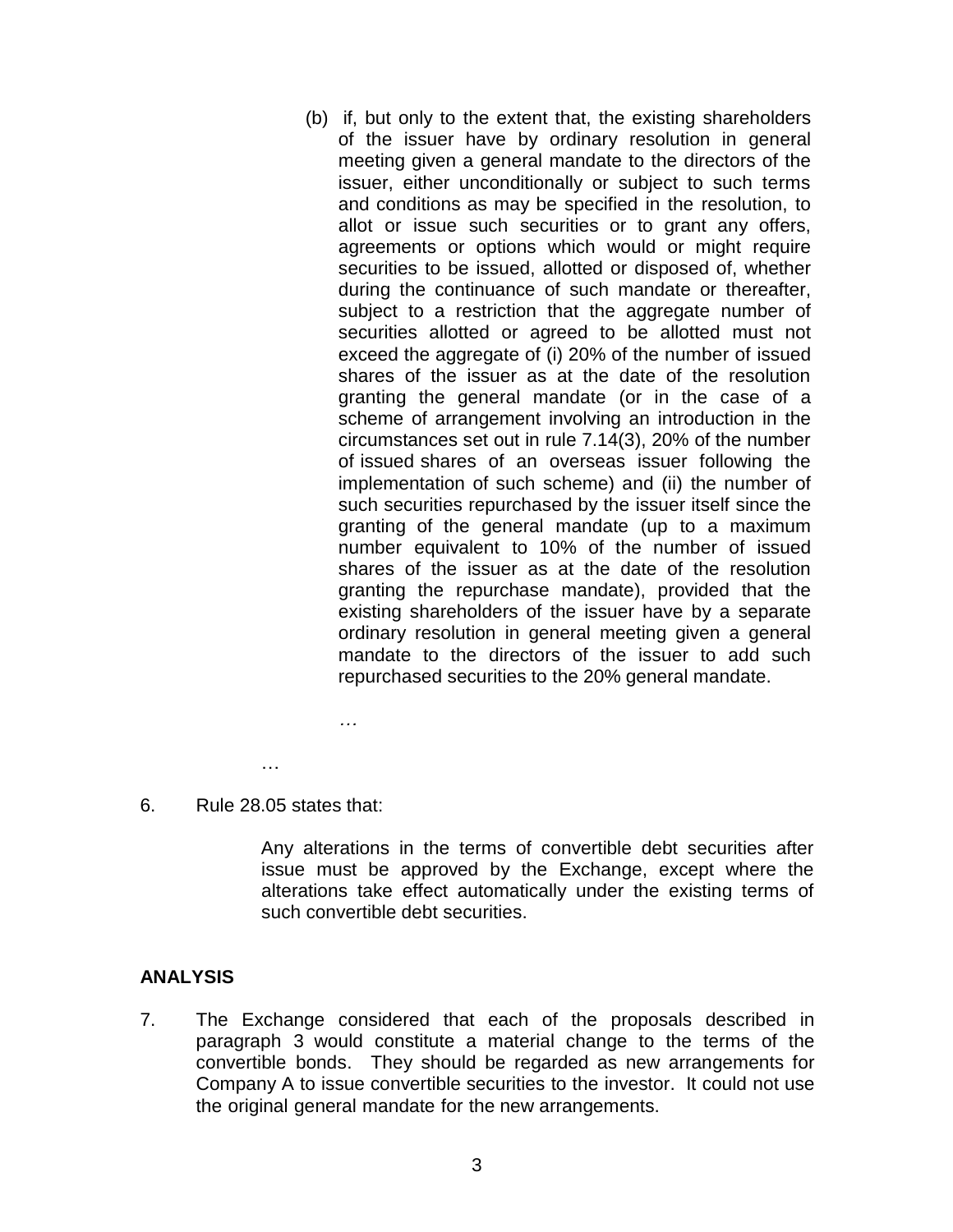(b) if, but only to the extent that, the existing shareholders of the issuer have by ordinary resolution in general meeting given a general mandate to the directors of the issuer, either unconditionally or subject to such terms and conditions as may be specified in the resolution, to allot or issue such securities or to grant any offers, agreements or options which would or might require securities to be issued, allotted or disposed of, whether during the continuance of such mandate or thereafter, subject to a restriction that the aggregate number of securities allotted or agreed to be allotted must not exceed the aggregate of (i) 20% of the number of issued shares of the issuer as at the date of the resolution granting the general mandate (or in the case of a scheme of arrangement involving an introduction in the circumstances set out in rule 7.14(3), 20% of the number of issued shares of an overseas issuer following the implementation of such scheme) and (ii) the number of such securities repurchased by the issuer itself since the granting of the general mandate (up to a maximum number equivalent to 10% of the number of issued shares of the issuer as at the date of the resolution granting the repurchase mandate), provided that the existing shareholders of the issuer have by a separate ordinary resolution in general meeting given a general mandate to the directors of the issuer to add such repurchased securities to the 20% general mandate.

*…*

…

6. Rule 28.05 states that:

   Any alterations in the terms of convertible debt securities after issue must be approved by the Exchange, except where the alterations take effect automatically under the existing terms of such convertible debt securities.

## ANALYSIS

7. The Exchange considered that each of the proposals described in paragraph 3 would constitute a material change to the terms of the convertible bonds. They should be regarded as new arrangements for Company A to issue convertible securities to the investor. It could not use the original general mandate for the new arrangements.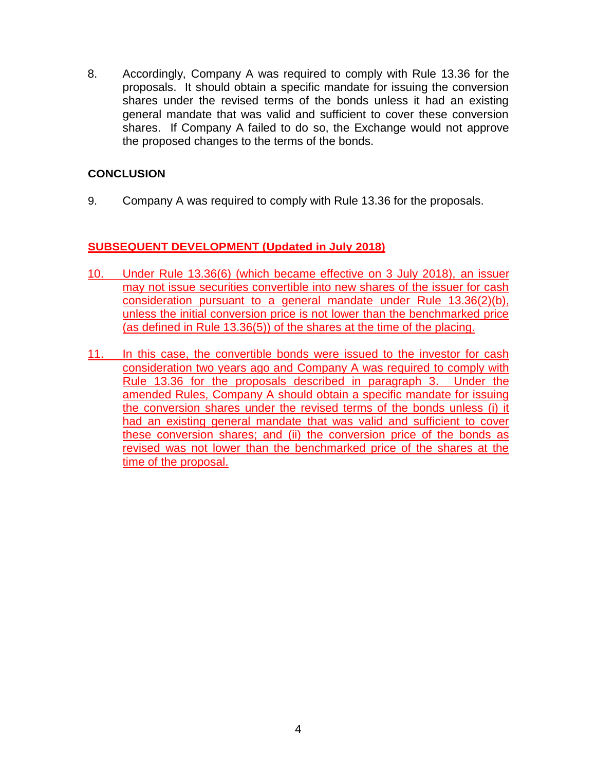8. Accordingly, Company A was required to comply with Rule 13.36 for the proposals. It should obtain a specific mandate for issuing the conversion shares under the revised terms of the bonds unless it had an existing general mandate that was valid and sufficient to cover these conversion shares. If Company A failed to do so, the Exchange would not approve the proposed changes to the terms of the bonds.

## CONCLUSION

9. Company A was required to comply with Rule 13.36 for the proposals.

## SUBSEQUENT DEVELOPMENT (Updated in July 2018)

10. Under Rule 13.36(6) (which became effective on 3 July 2018), an issuer may not issue securities convertible into new shares of the issuer for cash consideration pursuant to a general mandate under Rule 13.36(2)(b), unless the initial conversion price is not lower than the benchmarked price (as defined in Rule 13.36(5)) of the shares at the time of the placing.

11. In this case, the convertible bonds were issued to the investor for cash consideration two years ago and Company A was required to comply with Rule 13.36 for the proposals described in paragraph 3. Under the amended Rules, Company A should obtain a specific mandate for issuing the conversion shares under the revised terms of the bonds unless (i) it had an existing general mandate that was valid and sufficient to cover these conversion shares; and (ii) the conversion price of the bonds as revised was not lower than the benchmarked price of the shares at the time of the proposal.